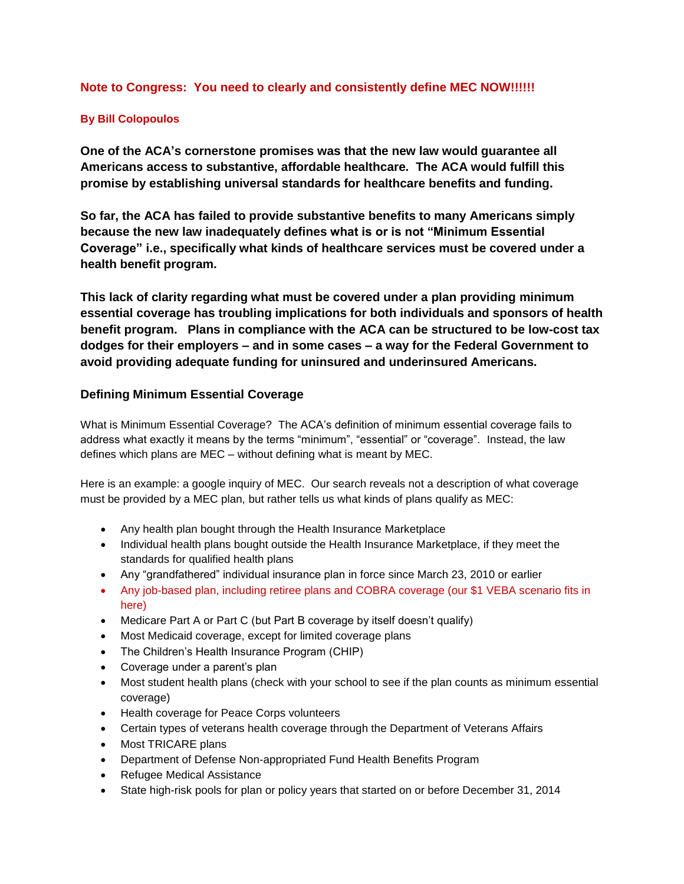# Note to Congress: You need to clearly and consistently define MEC NOW!!!!!!

**By Bill Colopoulos**

**One of the ACA's cornerstone promises was that the new law would guarantee all Americans access to substantive, affordable healthcare. The ACA would fulfill this promise by establishing universal standards for healthcare benefits and funding.**

**So far, the ACA has failed to provide substantive benefits to many Americans simply because the new law inadequately defines what is or is not "Minimum Essential Coverage" i.e., specifically what kinds of healthcare services must be covered under a health benefit program.**

**This lack of clarity regarding what must be covered under a plan providing minimum essential coverage has troubling implications for both individuals and sponsors of health benefit program. Plans in compliance with the ACA can be structured to be low-cost tax dodges for their employers – and in some cases – a way for the Federal Government to avoid providing adequate funding for uninsured and underinsured Americans.**

## Defining Minimum Essential Coverage

What is Minimum Essential Coverage? The ACA's definition of minimum essential coverage fails to address what exactly it means by the terms "minimum", "essential" or "coverage". Instead, the law defines which plans are MEC – without defining what is meant by MEC.

Here is an example: a google inquiry of MEC. Our search reveals not a description of what coverage must be provided by a MEC plan, but rather tells us what kinds of plans qualify as MEC:

- Any health plan bought through the Health Insurance Marketplace
- Individual health plans bought outside the Health Insurance Marketplace, if they meet the standards for qualified health plans
- Any "grandfathered" individual insurance plan in force since March 23, 2010 or earlier
- Any job-based plan, including retiree plans and COBRA coverage (our $1 VEBA scenario fits in here)
- Medicare Part A or Part C (but Part B coverage by itself doesn't qualify)
- Most Medicaid coverage, except for limited coverage plans
- The Children's Health Insurance Program (CHIP)
- Coverage under a parent's plan
- Most student health plans (check with your school to see if the plan counts as minimum essential coverage)
- Health coverage for Peace Corps volunteers
- Certain types of veterans health coverage through the Department of Veterans Affairs
- Most TRICARE plans
- Department of Defense Non-appropriated Fund Health Benefits Program
- Refugee Medical Assistance
- State high-risk pools for plan or policy years that started on or before December 31, 2014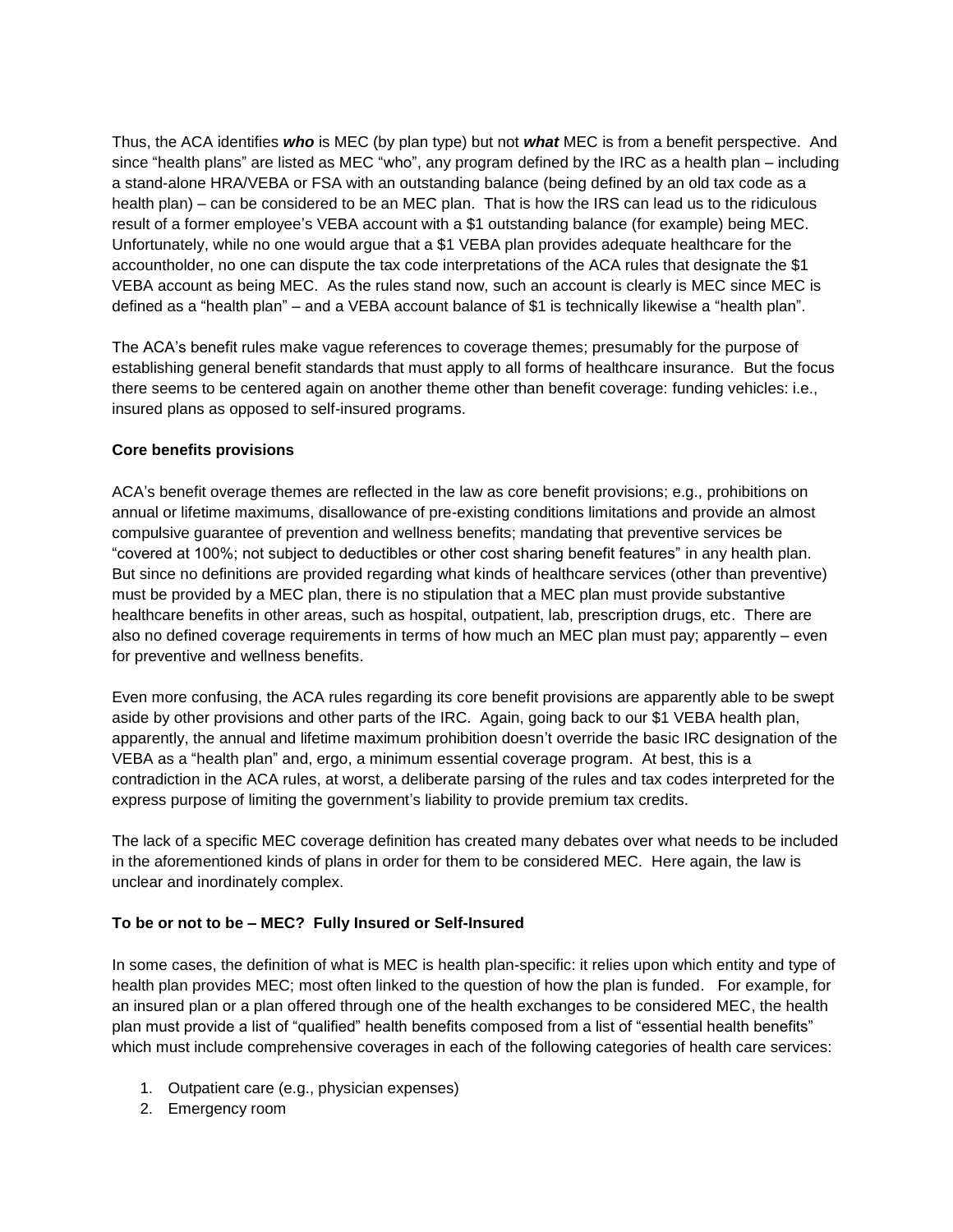Thus, the ACA identifies ***who*** is MEC (by plan type) but not ***what*** MEC is from a benefit perspective. And since "health plans" are listed as MEC "who", any program defined by the IRC as a health plan – including a stand-alone HRA/VEBA or FSA with an outstanding balance (being defined by an old tax code as a health plan) – can be considered to be an MEC plan. That is how the IRS can lead us to the ridiculous result of a former employee's VEBA account with a $1 outstanding balance (for example) being MEC. Unfortunately, while no one would argue that a $1 VEBA plan provides adequate healthcare for the accountholder, no one can dispute the tax code interpretations of the ACA rules that designate the $1 VEBA account as being MEC. As the rules stand now, such an account is clearly is MEC since MEC is defined as a "health plan" – and a VEBA account balance of $1 is technically likewise a "health plan".

The ACA's benefit rules make vague references to coverage themes; presumably for the purpose of establishing general benefit standards that must apply to all forms of healthcare insurance. But the focus there seems to be centered again on another theme other than benefit coverage: funding vehicles: i.e., insured plans as opposed to self-insured programs.

**Core benefits provisions**

ACA's benefit overage themes are reflected in the law as core benefit provisions; e.g., prohibitions on annual or lifetime maximums, disallowance of pre-existing conditions limitations and provide an almost compulsive guarantee of prevention and wellness benefits; mandating that preventive services be "covered at 100%; not subject to deductibles or other cost sharing benefit features" in any health plan. But since no definitions are provided regarding what kinds of healthcare services (other than preventive) must be provided by a MEC plan, there is no stipulation that a MEC plan must provide substantive healthcare benefits in other areas, such as hospital, outpatient, lab, prescription drugs, etc. There are also no defined coverage requirements in terms of how much an MEC plan must pay; apparently – even for preventive and wellness benefits.

Even more confusing, the ACA rules regarding its core benefit provisions are apparently able to be swept aside by other provisions and other parts of the IRC. Again, going back to our $1 VEBA health plan, apparently, the annual and lifetime maximum prohibition doesn't override the basic IRC designation of the VEBA as a "health plan" and, ergo, a minimum essential coverage program. At best, this is a contradiction in the ACA rules, at worst, a deliberate parsing of the rules and tax codes interpreted for the express purpose of limiting the government's liability to provide premium tax credits.

The lack of a specific MEC coverage definition has created many debates over what needs to be included in the aforementioned kinds of plans in order for them to be considered MEC. Here again, the law is unclear and inordinately complex.

**To be or not to be – MEC? Fully Insured or Self-Insured**

In some cases, the definition of what is MEC is health plan-specific: it relies upon which entity and type of health plan provides MEC; most often linked to the question of how the plan is funded. For example, for an insured plan or a plan offered through one of the health exchanges to be considered MEC, the health plan must provide a list of "qualified" health benefits composed from a list of "essential health benefits" which must include comprehensive coverages in each of the following categories of health care services:

1. Outpatient care (e.g., physician expenses)
2. Emergency room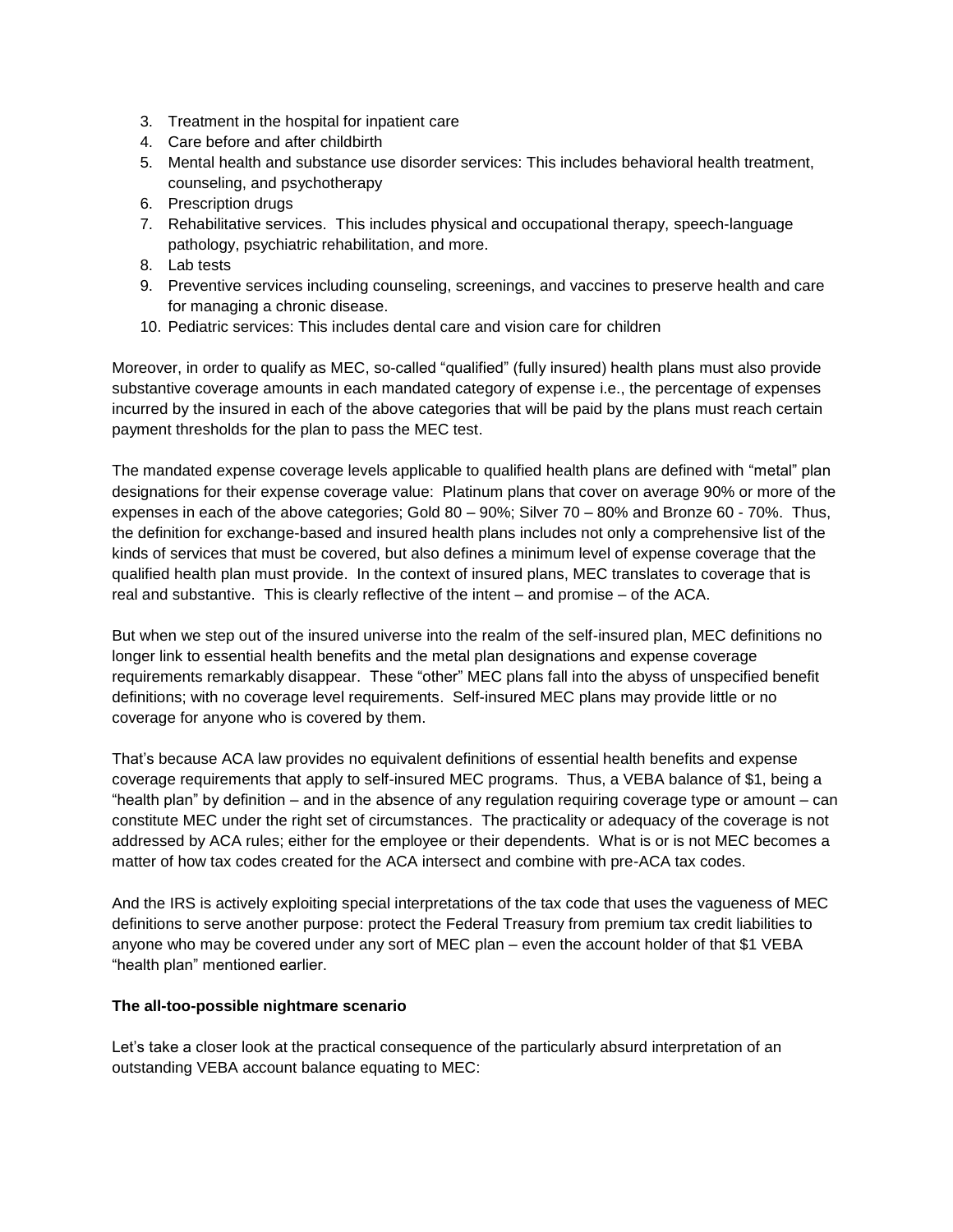3. Treatment in the hospital for inpatient care
4. Care before and after childbirth
5. Mental health and substance use disorder services: This includes behavioral health treatment, counseling, and psychotherapy
6. Prescription drugs
7. Rehabilitative services. This includes physical and occupational therapy, speech-language pathology, psychiatric rehabilitation, and more.
8. Lab tests
9. Preventive services including counseling, screenings, and vaccines to preserve health and care for managing a chronic disease.
10. Pediatric services: This includes dental care and vision care for children

Moreover, in order to qualify as MEC, so-called "qualified" (fully insured) health plans must also provide substantive coverage amounts in each mandated category of expense i.e., the percentage of expenses incurred by the insured in each of the above categories that will be paid by the plans must reach certain payment thresholds for the plan to pass the MEC test.

The mandated expense coverage levels applicable to qualified health plans are defined with "metal" plan designations for their expense coverage value: Platinum plans that cover on average 90% or more of the expenses in each of the above categories; Gold 80 – 90%; Silver 70 – 80% and Bronze 60 - 70%. Thus, the definition for exchange-based and insured health plans includes not only a comprehensive list of the kinds of services that must be covered, but also defines a minimum level of expense coverage that the qualified health plan must provide. In the context of insured plans, MEC translates to coverage that is real and substantive. This is clearly reflective of the intent – and promise – of the ACA.

But when we step out of the insured universe into the realm of the self-insured plan, MEC definitions no longer link to essential health benefits and the metal plan designations and expense coverage requirements remarkably disappear. These "other" MEC plans fall into the abyss of unspecified benefit definitions; with no coverage level requirements. Self-insured MEC plans may provide little or no coverage for anyone who is covered by them.

That's because ACA law provides no equivalent definitions of essential health benefits and expense coverage requirements that apply to self-insured MEC programs. Thus, a VEBA balance of $1, being a "health plan" by definition – and in the absence of any regulation requiring coverage type or amount – can constitute MEC under the right set of circumstances. The practicality or adequacy of the coverage is not addressed by ACA rules; either for the employee or their dependents. What is or is not MEC becomes a matter of how tax codes created for the ACA intersect and combine with pre-ACA tax codes.

And the IRS is actively exploiting special interpretations of the tax code that uses the vagueness of MEC definitions to serve another purpose: protect the Federal Treasury from premium tax credit liabilities to anyone who may be covered under any sort of MEC plan – even the account holder of that $1 VEBA "health plan" mentioned earlier.

**The all-too-possible nightmare scenario**

Let's take a closer look at the practical consequence of the particularly absurd interpretation of an outstanding VEBA account balance equating to MEC: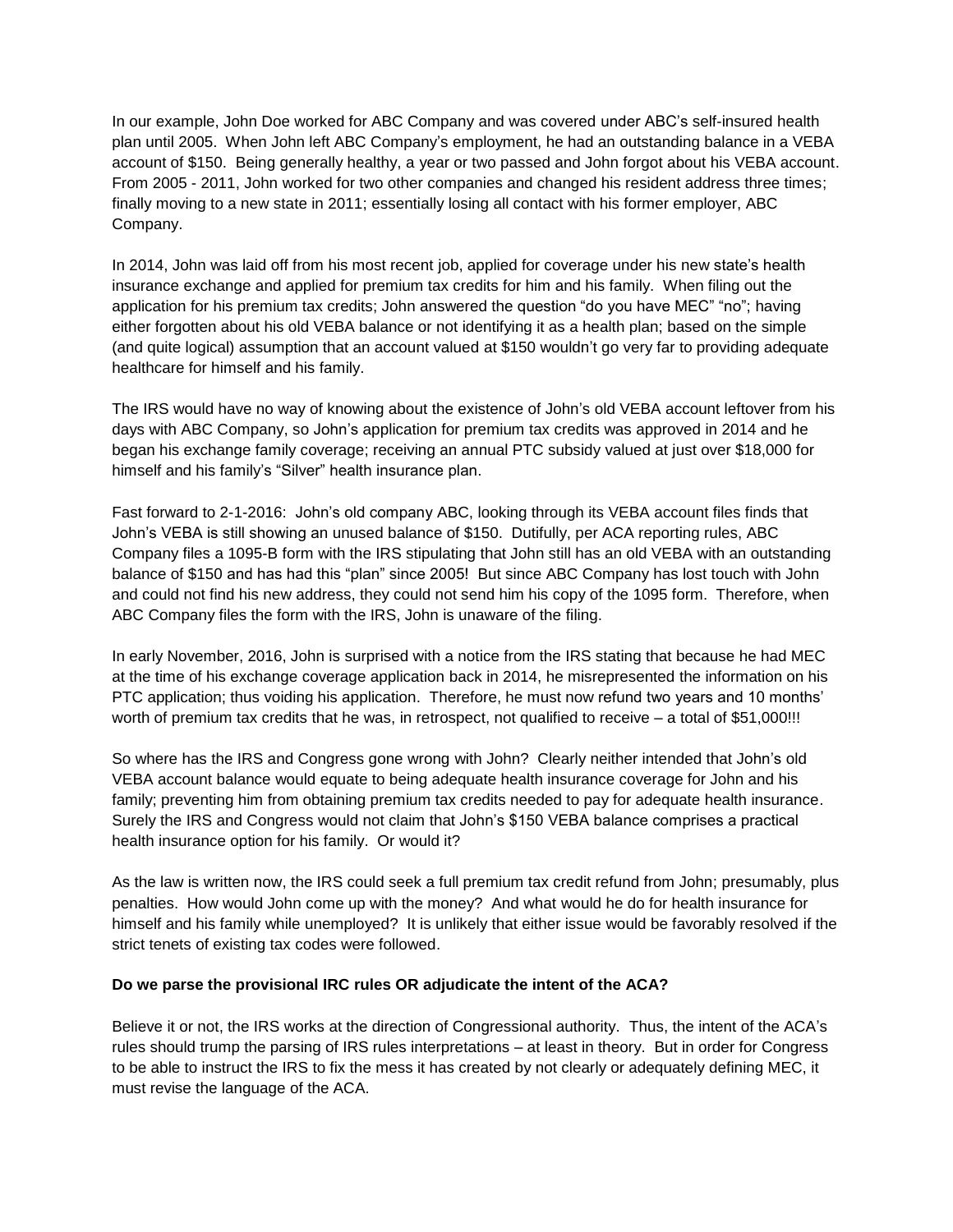In our example, John Doe worked for ABC Company and was covered under ABC's self-insured health plan until 2005. When John left ABC Company's employment, he had an outstanding balance in a VEBA account of $150. Being generally healthy, a year or two passed and John forgot about his VEBA account. From 2005 - 2011, John worked for two other companies and changed his resident address three times; finally moving to a new state in 2011; essentially losing all contact with his former employer, ABC Company.

In 2014, John was laid off from his most recent job, applied for coverage under his new state's health insurance exchange and applied for premium tax credits for him and his family. When filing out the application for his premium tax credits; John answered the question "do you have MEC" "no"; having either forgotten about his old VEBA balance or not identifying it as a health plan; based on the simple (and quite logical) assumption that an account valued at $150 wouldn't go very far to providing adequate healthcare for himself and his family.

The IRS would have no way of knowing about the existence of John's old VEBA account leftover from his days with ABC Company, so John's application for premium tax credits was approved in 2014 and he began his exchange family coverage; receiving an annual PTC subsidy valued at just over $18,000 for himself and his family's "Silver" health insurance plan.

Fast forward to 2-1-2016: John's old company ABC, looking through its VEBA account files finds that John's VEBA is still showing an unused balance of $150. Dutifully, per ACA reporting rules, ABC Company files a 1095-B form with the IRS stipulating that John still has an old VEBA with an outstanding balance of $150 and has had this "plan" since 2005! But since ABC Company has lost touch with John and could not find his new address, they could not send him his copy of the 1095 form. Therefore, when ABC Company files the form with the IRS, John is unaware of the filing.

In early November, 2016, John is surprised with a notice from the IRS stating that because he had MEC at the time of his exchange coverage application back in 2014, he misrepresented the information on his PTC application; thus voiding his application. Therefore, he must now refund two years and 10 months' worth of premium tax credits that he was, in retrospect, not qualified to receive – a total of $51,000!!!

So where has the IRS and Congress gone wrong with John? Clearly neither intended that John's old VEBA account balance would equate to being adequate health insurance coverage for John and his family; preventing him from obtaining premium tax credits needed to pay for adequate health insurance. Surely the IRS and Congress would not claim that John's $150 VEBA balance comprises a practical health insurance option for his family. Or would it?

As the law is written now, the IRS could seek a full premium tax credit refund from John; presumably, plus penalties. How would John come up with the money? And what would he do for health insurance for himself and his family while unemployed? It is unlikely that either issue would be favorably resolved if the strict tenets of existing tax codes were followed.

**Do we parse the provisional IRC rules OR adjudicate the intent of the ACA?**

Believe it or not, the IRS works at the direction of Congressional authority. Thus, the intent of the ACA's rules should trump the parsing of IRS rules interpretations – at least in theory. But in order for Congress to be able to instruct the IRS to fix the mess it has created by not clearly or adequately defining MEC, it must revise the language of the ACA.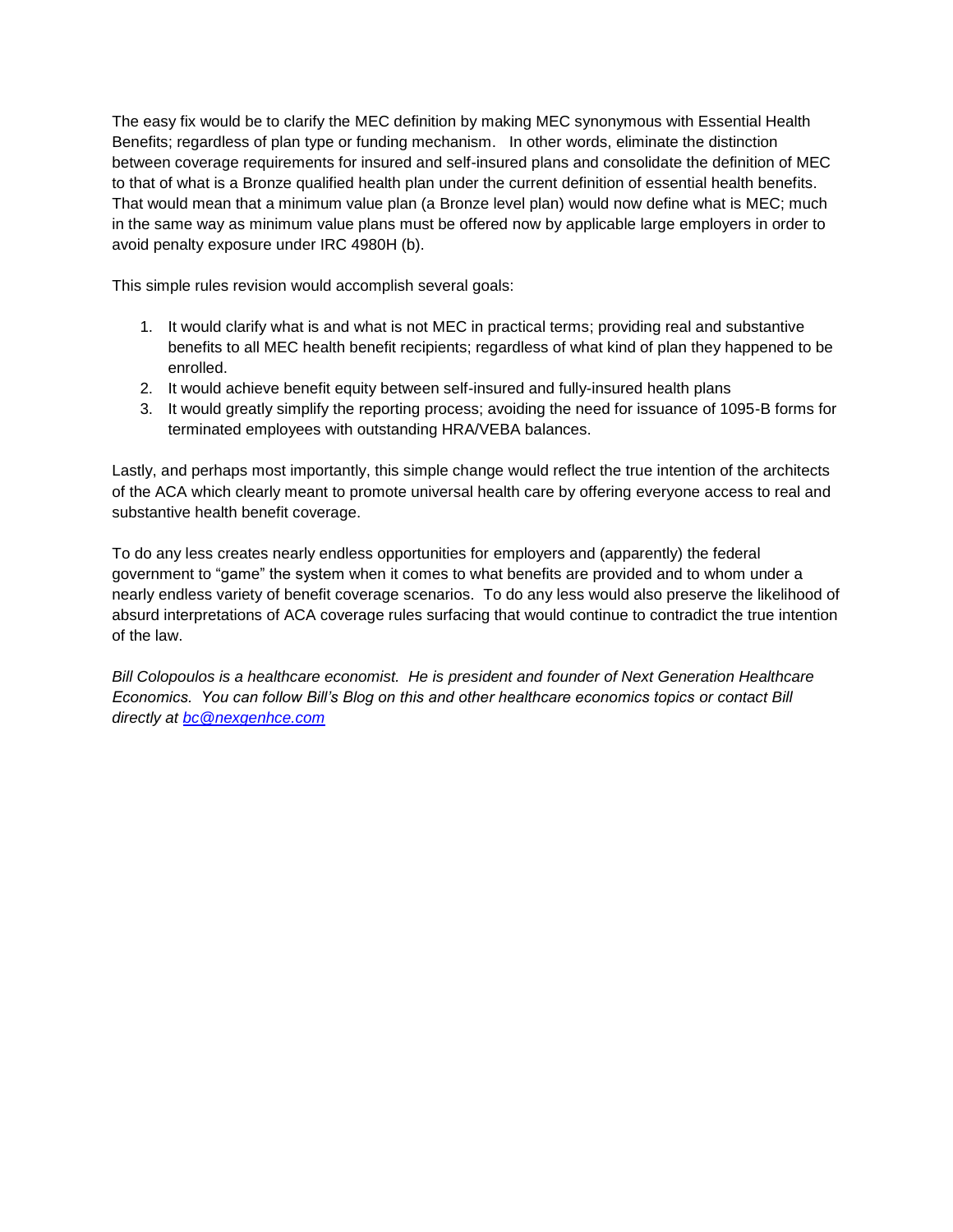The easy fix would be to clarify the MEC definition by making MEC synonymous with Essential Health Benefits; regardless of plan type or funding mechanism. In other words, eliminate the distinction between coverage requirements for insured and self-insured plans and consolidate the definition of MEC to that of what is a Bronze qualified health plan under the current definition of essential health benefits. That would mean that a minimum value plan (a Bronze level plan) would now define what is MEC; much in the same way as minimum value plans must be offered now by applicable large employers in order to avoid penalty exposure under IRC 4980H (b).

This simple rules revision would accomplish several goals:

1. It would clarify what is and what is not MEC in practical terms; providing real and substantive benefits to all MEC health benefit recipients; regardless of what kind of plan they happened to be enrolled.
2. It would achieve benefit equity between self-insured and fully-insured health plans
3. It would greatly simplify the reporting process; avoiding the need for issuance of 1095-B forms for terminated employees with outstanding HRA/VEBA balances.

Lastly, and perhaps most importantly, this simple change would reflect the true intention of the architects of the ACA which clearly meant to promote universal health care by offering everyone access to real and substantive health benefit coverage.

To do any less creates nearly endless opportunities for employers and (apparently) the federal government to "game" the system when it comes to what benefits are provided and to whom under a nearly endless variety of benefit coverage scenarios. To do any less would also preserve the likelihood of absurd interpretations of ACA coverage rules surfacing that would continue to contradict the true intention of the law.

*Bill Colopoulos is a healthcare economist. He is president and founder of Next Generation Healthcare Economics. You can follow Bill's Blog on this and other healthcare economics topics or contact Bill directly at [bc@nexgenhce.com](mailto:bc@nexgenhce.com)*